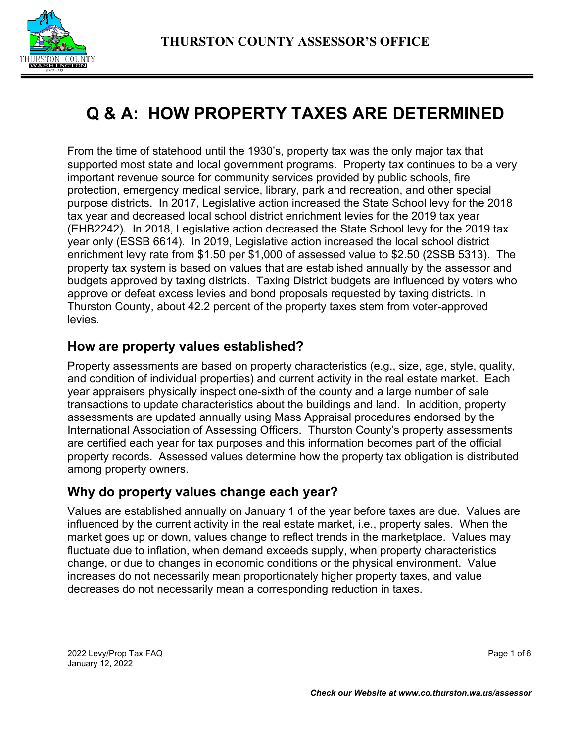**THURSTON COUNTY ASSESSOR'S OFFICE**

# Q & A: HOW PROPERTY TAXES ARE DETERMINED

From the time of statehood until the 1930's, property tax was the only major tax that supported most state and local government programs. Property tax continues to be a very important revenue source for community services provided by public schools, fire protection, emergency medical service, library, park and recreation, and other special purpose districts. In 2017, Legislative action increased the State School levy for the 2018 tax year and decreased local school district enrichment levies for the 2019 tax year (EHB2242). In 2018, Legislative action decreased the State School levy for the 2019 tax year only (ESSB 6614). In 2019, Legislative action increased the local school district enrichment levy rate from $1.50 per $1,000 of assessed value to $2.50 (2SSB 5313). The property tax system is based on values that are established annually by the assessor and budgets approved by taxing districts. Taxing District budgets are influenced by voters who approve or defeat excess levies and bond proposals requested by taxing districts. In Thurston County, about 42.2 percent of the property taxes stem from voter-approved levies.

## How are property values established?

Property assessments are based on property characteristics (e.g., size, age, style, quality, and condition of individual properties) and current activity in the real estate market. Each year appraisers physically inspect one-sixth of the county and a large number of sale transactions to update characteristics about the buildings and land. In addition, property assessments are updated annually using Mass Appraisal procedures endorsed by the International Association of Assessing Officers. Thurston County's property assessments are certified each year for tax purposes and this information becomes part of the official property records. Assessed values determine how the property tax obligation is distributed among property owners.

## Why do property values change each year?

Values are established annually on January 1 of the year before taxes are due. Values are influenced by the current activity in the real estate market, i.e., property sales. When the market goes up or down, values change to reflect trends in the marketplace. Values may fluctuate due to inflation, when demand exceeds supply, when property characteristics change, or due to changes in economic conditions or the physical environment. Value increases do not necessarily mean proportionately higher property taxes, and value decreases do not necessarily mean a corresponding reduction in taxes.

2022 Levy/Prop Tax FAQ
January 12, 2022

*Check our Website at www.co.thurston.wa.us/assessor*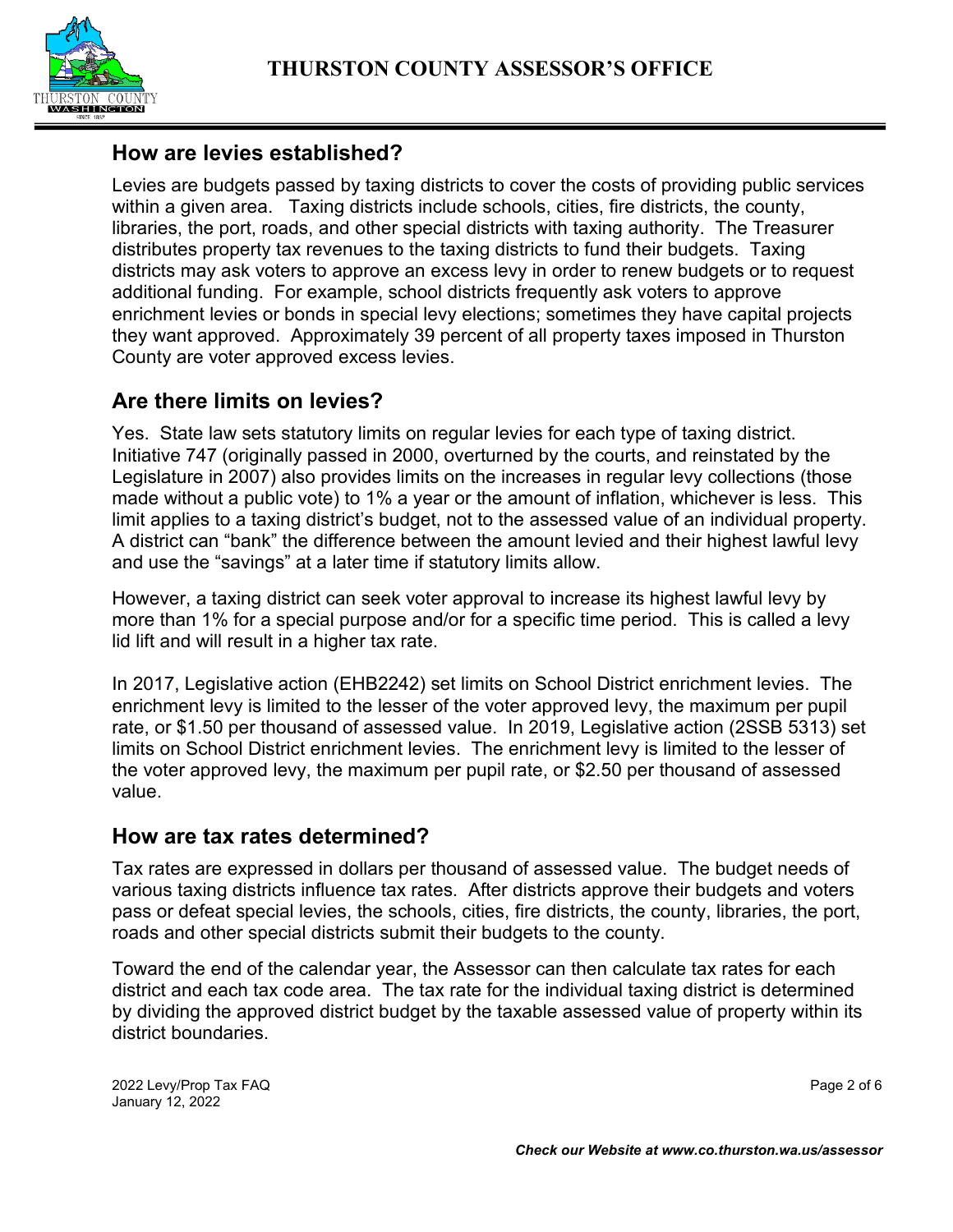## How are levies established?

Levies are budgets passed by taxing districts to cover the costs of providing public services within a given area. Taxing districts include schools, cities, fire districts, the county, libraries, the port, roads, and other special districts with taxing authority. The Treasurer distributes property tax revenues to the taxing districts to fund their budgets. Taxing districts may ask voters to approve an excess levy in order to renew budgets or to request additional funding. For example, school districts frequently ask voters to approve enrichment levies or bonds in special levy elections; sometimes they have capital projects they want approved. Approximately 39 percent of all property taxes imposed in Thurston County are voter approved excess levies.

## Are there limits on levies?

Yes. State law sets statutory limits on regular levies for each type of taxing district. Initiative 747 (originally passed in 2000, overturned by the courts, and reinstated by the Legislature in 2007) also provides limits on the increases in regular levy collections (those made without a public vote) to 1% a year or the amount of inflation, whichever is less. This limit applies to a taxing district's budget, not to the assessed value of an individual property. A district can "bank" the difference between the amount levied and their highest lawful levy and use the "savings" at a later time if statutory limits allow.

However, a taxing district can seek voter approval to increase its highest lawful levy by more than 1% for a special purpose and/or for a specific time period. This is called a levy lid lift and will result in a higher tax rate.

In 2017, Legislative action (EHB2242) set limits on School District enrichment levies. The enrichment levy is limited to the lesser of the voter approved levy, the maximum per pupil rate, or $1.50 per thousand of assessed value. In 2019, Legislative action (2SSB 5313) set limits on School District enrichment levies. The enrichment levy is limited to the lesser of the voter approved levy, the maximum per pupil rate, or $2.50 per thousand of assessed value.

## How are tax rates determined?

Tax rates are expressed in dollars per thousand of assessed value. The budget needs of various taxing districts influence tax rates. After districts approve their budgets and voters pass or defeat special levies, the schools, cities, fire districts, the county, libraries, the port, roads and other special districts submit their budgets to the county.

Toward the end of the calendar year, the Assessor can then calculate tax rates for each district and each tax code area. The tax rate for the individual taxing district is determined by dividing the approved district budget by the taxable assessed value of property within its district boundaries.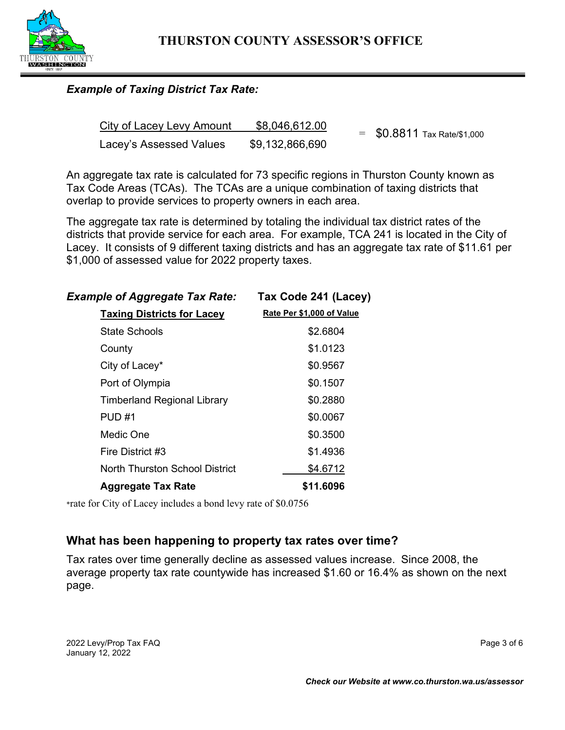*Example of Taxing District Tax Rate:*

$$\frac{\text{City of Lacey Levy Amount} \quad \$8{,}046{,}612.00}{\text{Lacey's Assessed Values} \quad \$9{,}132{,}866{,}690} = \$0.8811 \text{ Tax Rate/\$1,000}$$

An aggregate tax rate is calculated for 73 specific regions in Thurston County known as Tax Code Areas (TCAs). The TCAs are a unique combination of taxing districts that overlap to provide services to property owners in each area.

The aggregate tax rate is determined by totaling the individual tax district rates of the districts that provide service for each area. For example, TCA 241 is located in the City of Lacey. It consists of 9 different taxing districts and has an aggregate tax rate of $11.61 per $1,000 of assessed value for 2022 property taxes.

***Example of Aggregate Tax Rate:*** **Tax Code 241 (Lacey)**

| Taxing Districts for Lacey | Rate Per $1,000 of Value |
|---|---|
| State Schools | $2.6804 |
| County | $1.0123 |
| City of Lacey* | $0.9567 |
| Port of Olympia | $0.1507 |
| Timberland Regional Library | $0.2880 |
| PUD #1 | $0.0067 |
| Medic One | $0.3500 |
| Fire District #3 | $1.4936 |
| North Thurston School District | $4.6712 |
| **Aggregate Tax Rate** | **$11.6096** |

*rate for City of Lacey includes a bond levy rate of $0.0756

## What has been happening to property tax rates over time?

Tax rates over time generally decline as assessed values increase. Since 2008, the average property tax rate countywide has increased $1.60 or 16.4% as shown on the next page.

2022 Levy/Prop Tax FAQ
January 12, 2022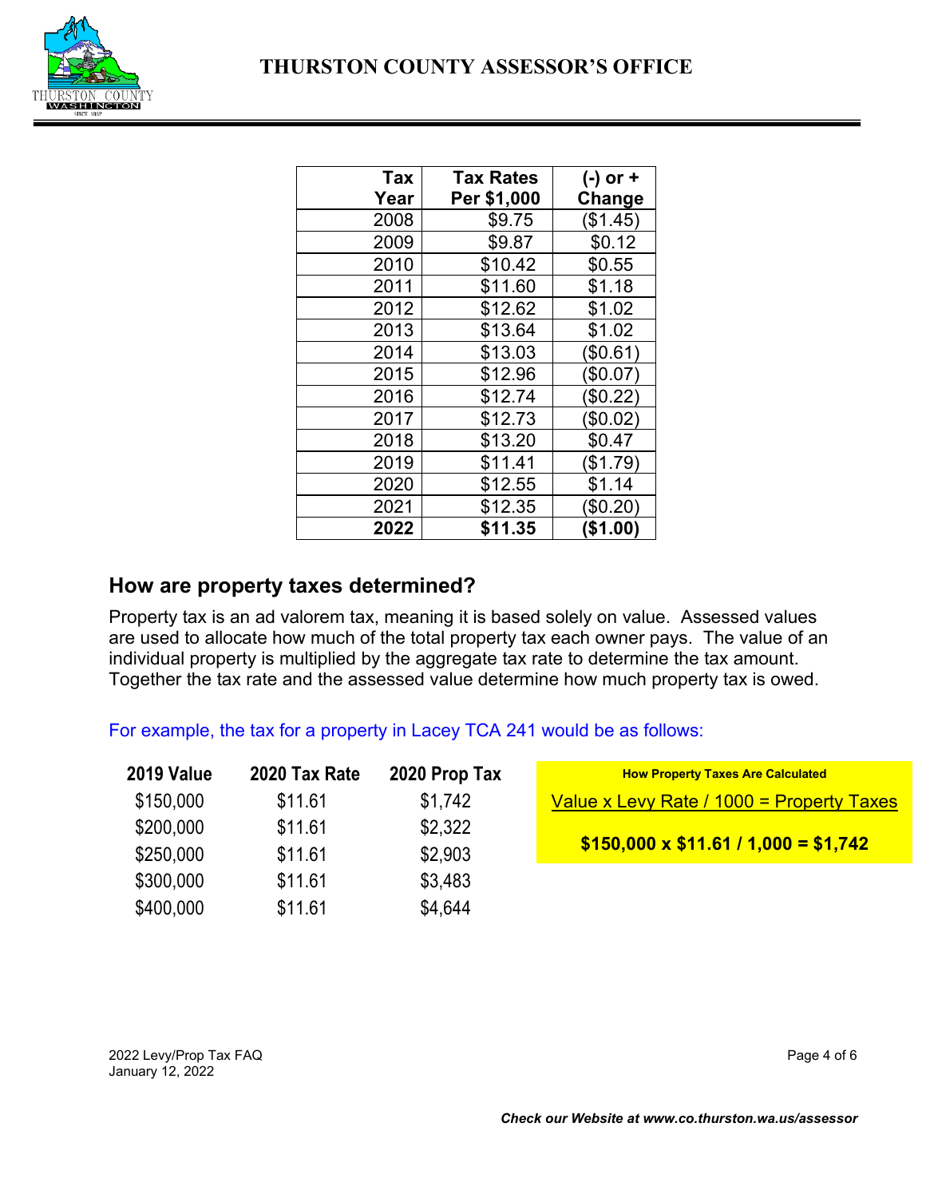| Tax Year | Tax Rates Per $1,000 | (-) or + Change |
|---|---|---|
| 2008 | $9.75 | ($1.45) |
| 2009 | $9.87 | $0.12 |
| 2010 | $10.42 | $0.55 |
| 2011 | $11.60 | $1.18 |
| 2012 | $12.62 | $1.02 |
| 2013 | $13.64 | $1.02 |
| 2014 | $13.03 | ($0.61) |
| 2015 | $12.96 | ($0.07) |
| 2016 | $12.74 | ($0.22) |
| 2017 | $12.73 | ($0.02) |
| 2018 | $13.20 | $0.47 |
| 2019 | $11.41 | ($1.79) |
| 2020 | $12.55 | $1.14 |
| 2021 | $12.35 | ($0.20) |
| **2022** | **$11.35** | **($1.00)** |

## How are property taxes determined?

Property tax is an ad valorem tax, meaning it is based solely on value. Assessed values are used to allocate how much of the total property tax each owner pays. The value of an individual property is multiplied by the aggregate tax rate to determine the tax amount. Together the tax rate and the assessed value determine how much property tax is owed.

For example, the tax for a property in Lacey TCA 241 would be as follows:

| 2019 Value | 2020 Tax Rate | 2020 Prop Tax |
|---|---|---|
| $150,000 | $11.61 | $1,742 |
| $200,000 | $11.61 | $2,322 |
| $250,000 | $11.61 | $2,903 |
| $300,000 | $11.61 | $3,483 |
| $400,000 | $11.61 | $4,644 |

**How Property Taxes Are Calculated**

Value x Levy Rate / 1000 = Property Taxes

**$150,000 x $11.61 / 1,000 = $1,742**

***Check our Website at www.co.thurston.wa.us/assessor***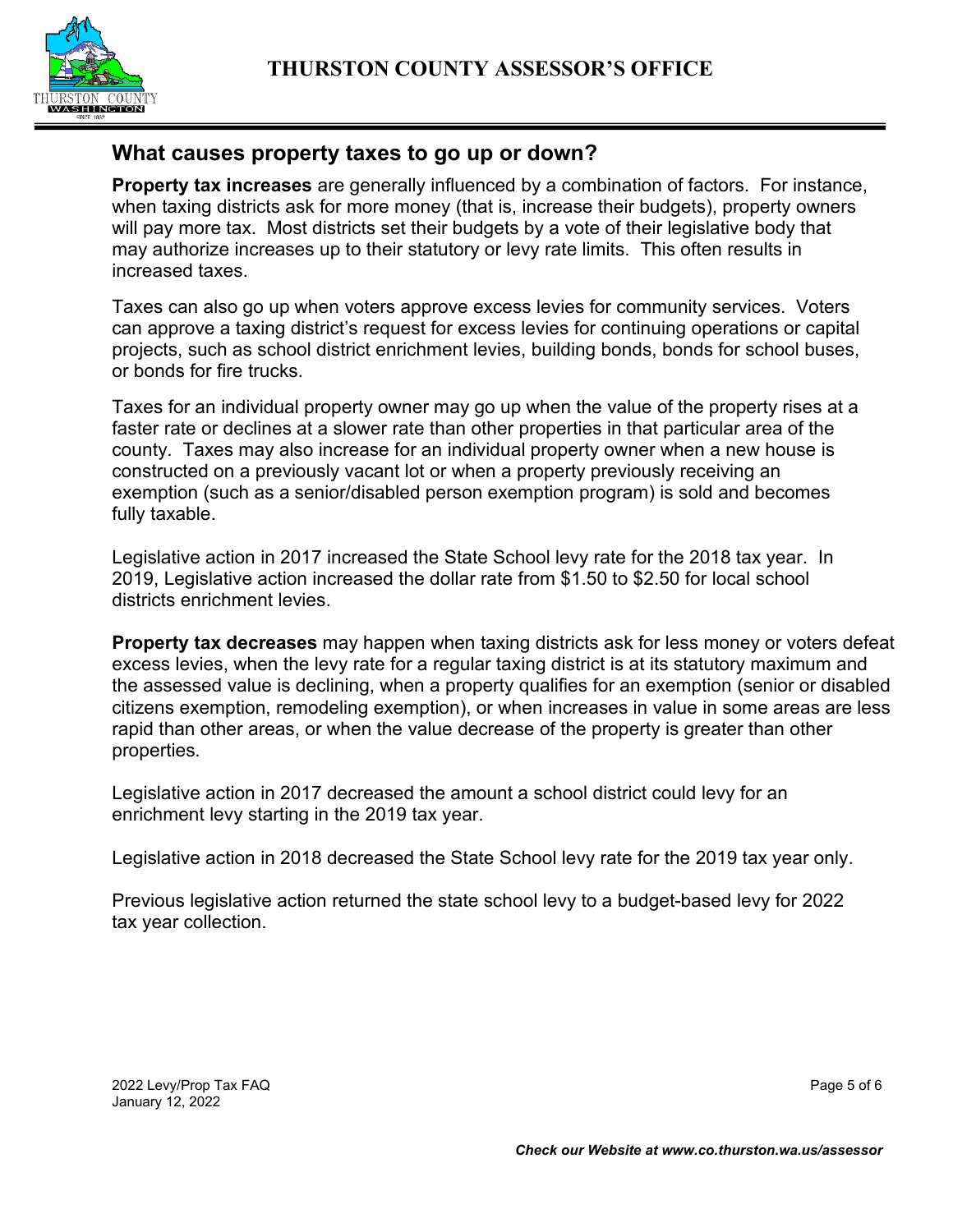## What causes property taxes to go up or down?

**Property tax increases** are generally influenced by a combination of factors. For instance, when taxing districts ask for more money (that is, increase their budgets), property owners will pay more tax. Most districts set their budgets by a vote of their legislative body that may authorize increases up to their statutory or levy rate limits. This often results in increased taxes.

Taxes can also go up when voters approve excess levies for community services. Voters can approve a taxing district's request for excess levies for continuing operations or capital projects, such as school district enrichment levies, building bonds, bonds for school buses, or bonds for fire trucks.

Taxes for an individual property owner may go up when the value of the property rises at a faster rate or declines at a slower rate than other properties in that particular area of the county. Taxes may also increase for an individual property owner when a new house is constructed on a previously vacant lot or when a property previously receiving an exemption (such as a senior/disabled person exemption program) is sold and becomes fully taxable.

Legislative action in 2017 increased the State School levy rate for the 2018 tax year. In 2019, Legislative action increased the dollar rate from $1.50 to $2.50 for local school districts enrichment levies.

**Property tax decreases** may happen when taxing districts ask for less money or voters defeat excess levies, when the levy rate for a regular taxing district is at its statutory maximum and the assessed value is declining, when a property qualifies for an exemption (senior or disabled citizens exemption, remodeling exemption), or when increases in value in some areas are less rapid than other areas, or when the value decrease of the property is greater than other properties.

Legislative action in 2017 decreased the amount a school district could levy for an enrichment levy starting in the 2019 tax year.

Legislative action in 2018 decreased the State School levy rate for the 2019 tax year only.

Previous legislative action returned the state school levy to a budget-based levy for 2022 tax year collection.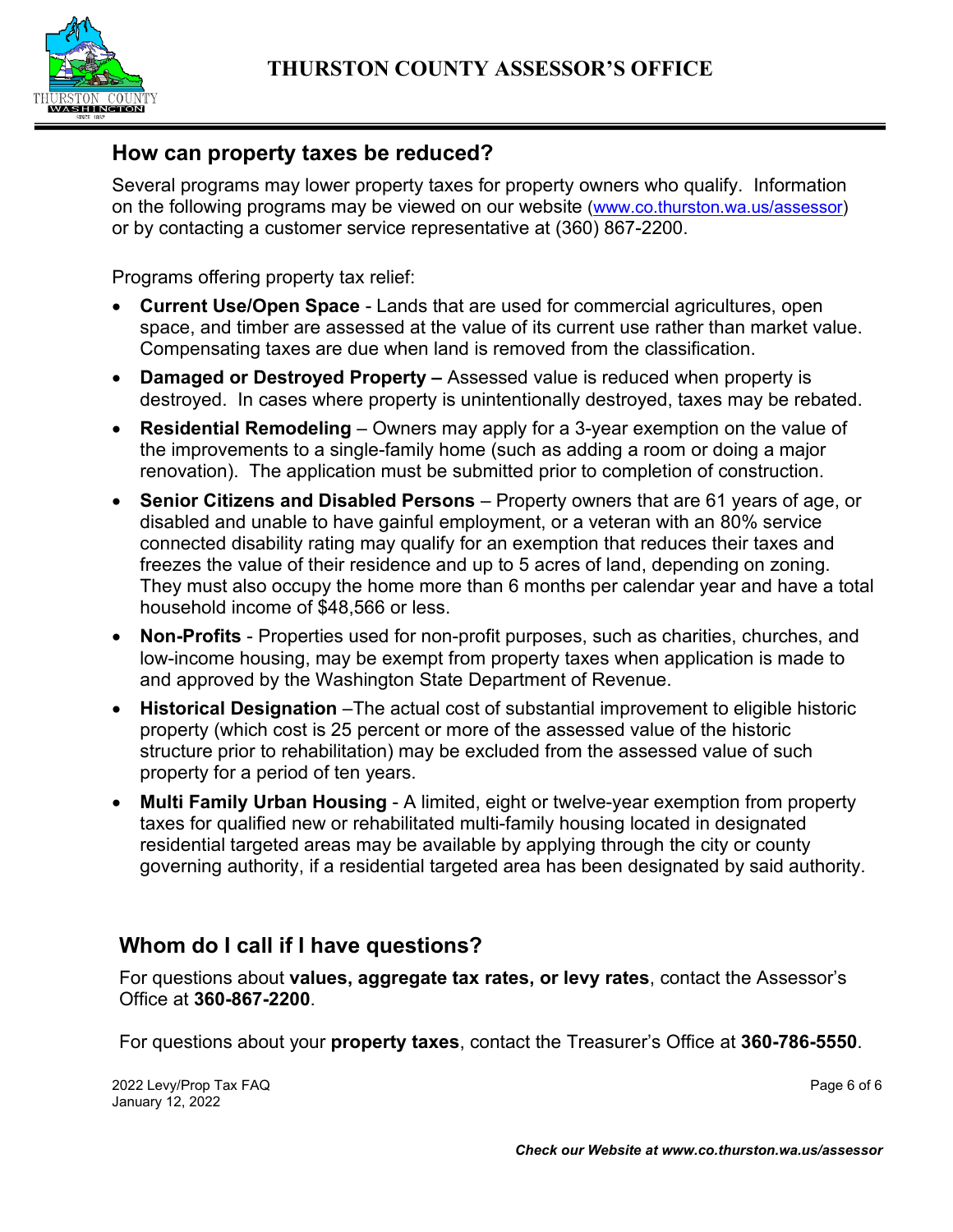## How can property taxes be reduced?

Several programs may lower property taxes for property owners who qualify. Information on the following programs may be viewed on our website (www.co.thurston.wa.us/assessor) or by contacting a customer service representative at (360) 867-2200.

Programs offering property tax relief:

- **Current Use/Open Space** - Lands that are used for commercial agricultures, open space, and timber are assessed at the value of its current use rather than market value. Compensating taxes are due when land is removed from the classification.
- **Damaged or Destroyed Property –** Assessed value is reduced when property is destroyed. In cases where property is unintentionally destroyed, taxes may be rebated.
- **Residential Remodeling** – Owners may apply for a 3-year exemption on the value of the improvements to a single-family home (such as adding a room or doing a major renovation). The application must be submitted prior to completion of construction.
- **Senior Citizens and Disabled Persons** – Property owners that are 61 years of age, or disabled and unable to have gainful employment, or a veteran with an 80% service connected disability rating may qualify for an exemption that reduces their taxes and freezes the value of their residence and up to 5 acres of land, depending on zoning. They must also occupy the home more than 6 months per calendar year and have a total household income of $48,566 or less.
- **Non-Profits** - Properties used for non-profit purposes, such as charities, churches, and low-income housing, may be exempt from property taxes when application is made to and approved by the Washington State Department of Revenue.
- **Historical Designation** –The actual cost of substantial improvement to eligible historic property (which cost is 25 percent or more of the assessed value of the historic structure prior to rehabilitation) may be excluded from the assessed value of such property for a period of ten years.
- **Multi Family Urban Housing** - A limited, eight or twelve-year exemption from property taxes for qualified new or rehabilitated multi-family housing located in designated residential targeted areas may be available by applying through the city or county governing authority, if a residential targeted area has been designated by said authority.

## Whom do I call if I have questions?

For questions about **values, aggregate tax rates, or levy rates**, contact the Assessor's Office at **360-867-2200**.

For questions about your **property taxes**, contact the Treasurer's Office at **360-786-5550**.